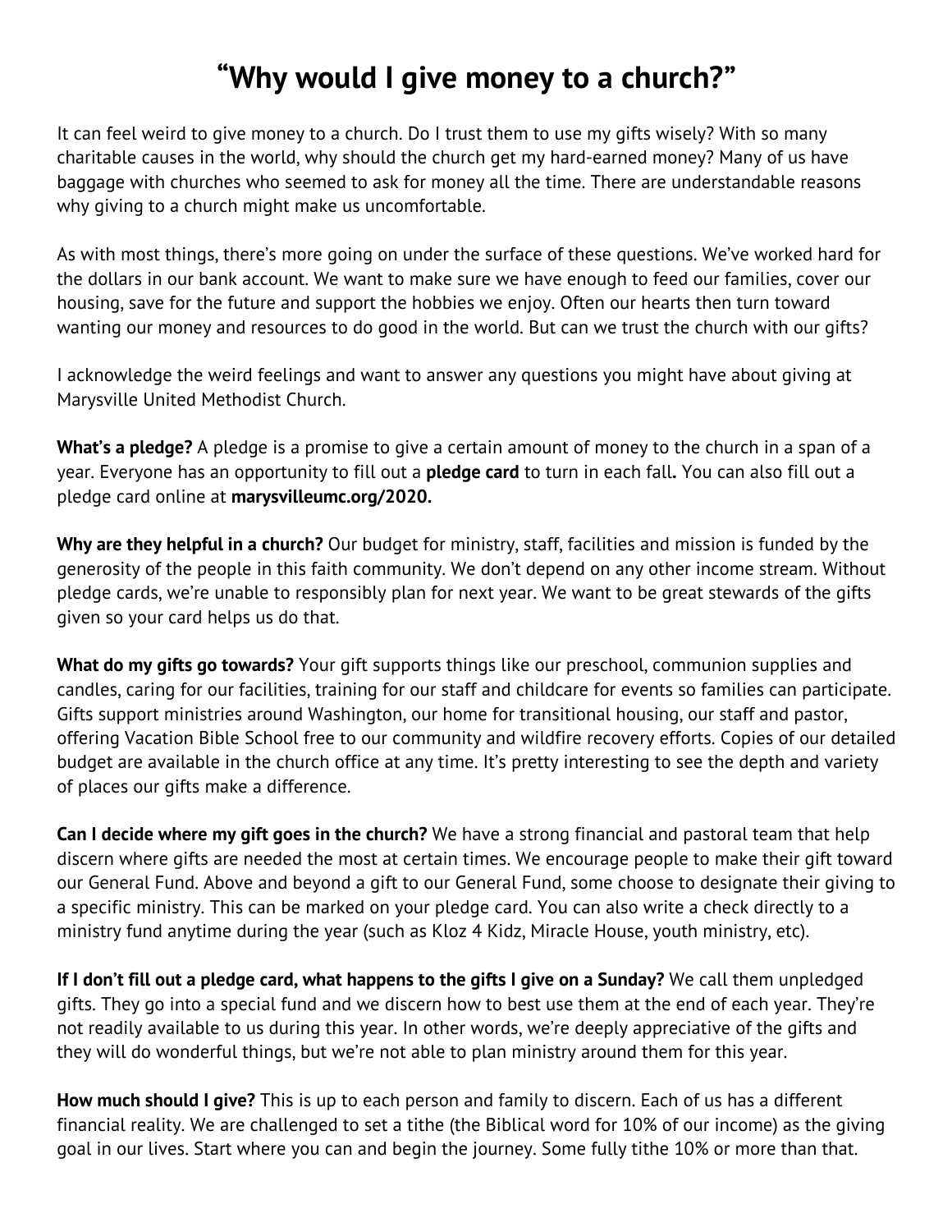# “Why would I give money to a church?”

It can feel weird to give money to a church. Do I trust them to use my gifts wisely? With so many charitable causes in the world, why should the church get my hard-earned money? Many of us have baggage with churches who seemed to ask for money all the time. There are understandable reasons why giving to a church might make us uncomfortable.

As with most things, there’s more going on under the surface of these questions. We’ve worked hard for the dollars in our bank account. We want to make sure we have enough to feed our families, cover our housing, save for the future and support the hobbies we enjoy. Often our hearts then turn toward wanting our money and resources to do good in the world. But can we trust the church with our gifts?

I acknowledge the weird feelings and want to answer any questions you might have about giving at Marysville United Methodist Church.

**What’s a pledge?** A pledge is a promise to give a certain amount of money to the church in a span of a year. Everyone has an opportunity to fill out a **pledge card** to turn in each fall**.** You can also fill out a pledge card online at **marysvilleumc.org/2020.**

**Why are they helpful in a church?** Our budget for ministry, staff, facilities and mission is funded by the generosity of the people in this faith community. We don’t depend on any other income stream. Without pledge cards, we’re unable to responsibly plan for next year. We want to be great stewards of the gifts given so your card helps us do that.

**What do my gifts go towards?** Your gift supports things like our preschool, communion supplies and candles, caring for our facilities, training for our staff and childcare for events so families can participate. Gifts support ministries around Washington, our home for transitional housing, our staff and pastor, offering Vacation Bible School free to our community and wildfire recovery efforts. Copies of our detailed budget are available in the church office at any time. It’s pretty interesting to see the depth and variety of places our gifts make a difference.

**Can I decide where my gift goes in the church?** We have a strong financial and pastoral team that help discern where gifts are needed the most at certain times. We encourage people to make their gift toward our General Fund. Above and beyond a gift to our General Fund, some choose to designate their giving to a specific ministry. This can be marked on your pledge card. You can also write a check directly to a ministry fund anytime during the year (such as Kloz 4 Kidz, Miracle House, youth ministry, etc).

**If I don’t fill out a pledge card, what happens to the gifts I give on a Sunday?** We call them unpledged gifts. They go into a special fund and we discern how to best use them at the end of each year. They’re not readily available to us during this year. In other words, we’re deeply appreciative of the gifts and they will do wonderful things, but we’re not able to plan ministry around them for this year.

**How much should I give?** This is up to each person and family to discern. Each of us has a different financial reality. We are challenged to set a tithe (the Biblical word for 10% of our income) as the giving goal in our lives. Start where you can and begin the journey. Some fully tithe 10% or more than that.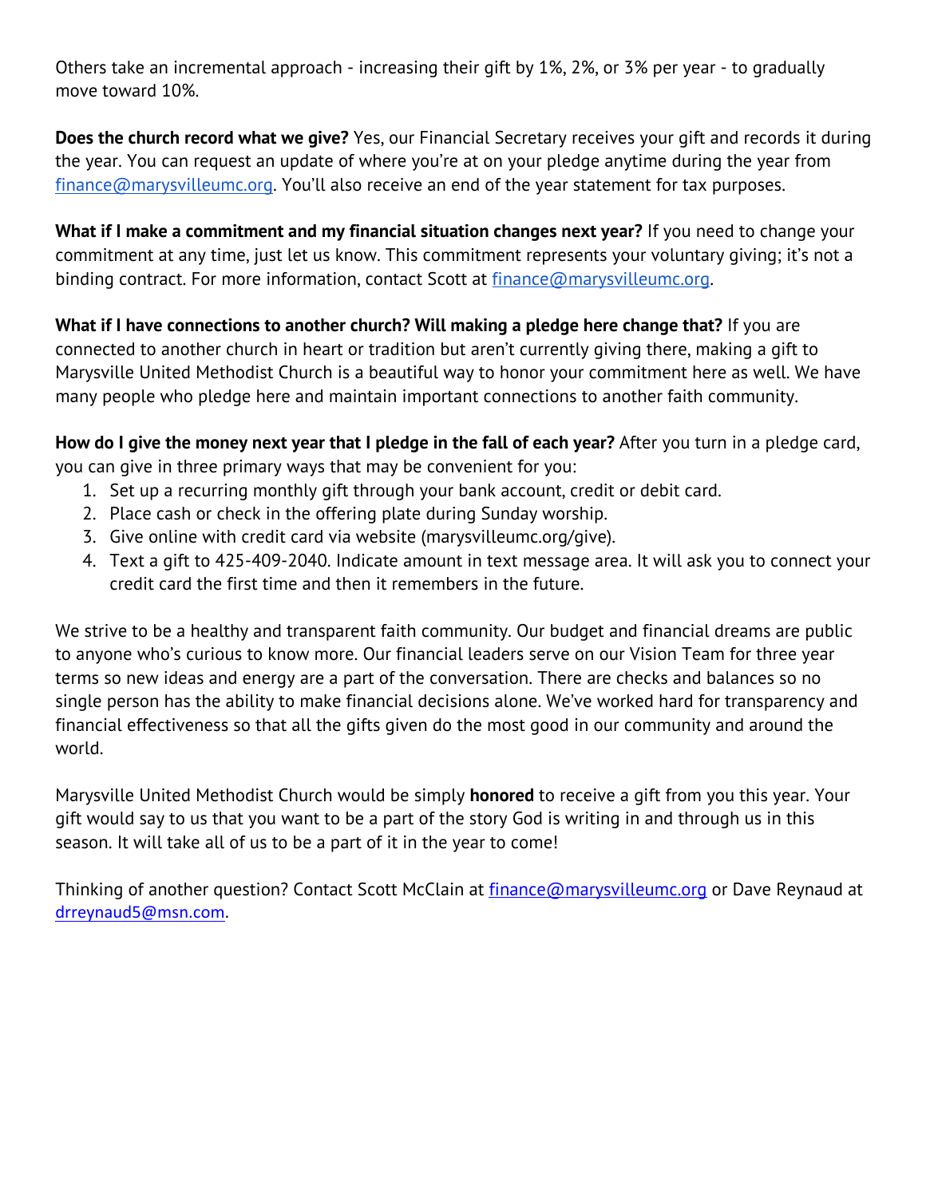Others take an incremental approach - increasing their gift by 1%, 2%, or 3% per year - to gradually move toward 10%.

**Does the church record what we give?** Yes, our Financial Secretary receives your gift and records it during the year. You can request an update of where you're at on your pledge anytime during the year from finance@marysvilleumc.org. You'll also receive an end of the year statement for tax purposes.

**What if I make a commitment and my financial situation changes next year?** If you need to change your commitment at any time, just let us know. This commitment represents your voluntary giving; it's not a binding contract. For more information, contact Scott at finance@marysvilleumc.org.

**What if I have connections to another church? Will making a pledge here change that?** If you are connected to another church in heart or tradition but aren't currently giving there, making a gift to Marysville United Methodist Church is a beautiful way to honor your commitment here as well. We have many people who pledge here and maintain important connections to another faith community.

**How do I give the money next year that I pledge in the fall of each year?** After you turn in a pledge card, you can give in three primary ways that may be convenient for you:

1. Set up a recurring monthly gift through your bank account, credit or debit card.
2. Place cash or check in the offering plate during Sunday worship.
3. Give online with credit card via website (marysvilleumc.org/give).
4. Text a gift to 425-409-2040. Indicate amount in text message area. It will ask you to connect your credit card the first time and then it remembers in the future.

We strive to be a healthy and transparent faith community. Our budget and financial dreams are public to anyone who's curious to know more. Our financial leaders serve on our Vision Team for three year terms so new ideas and energy are a part of the conversation. There are checks and balances so no single person has the ability to make financial decisions alone. We've worked hard for transparency and financial effectiveness so that all the gifts given do the most good in our community and around the world.

Marysville United Methodist Church would be simply **honored** to receive a gift from you this year. Your gift would say to us that you want to be a part of the story God is writing in and through us in this season. It will take all of us to be a part of it in the year to come!

Thinking of another question? Contact Scott McClain at finance@marysvilleumc.org or Dave Reynaud at drreynaud5@msn.com.